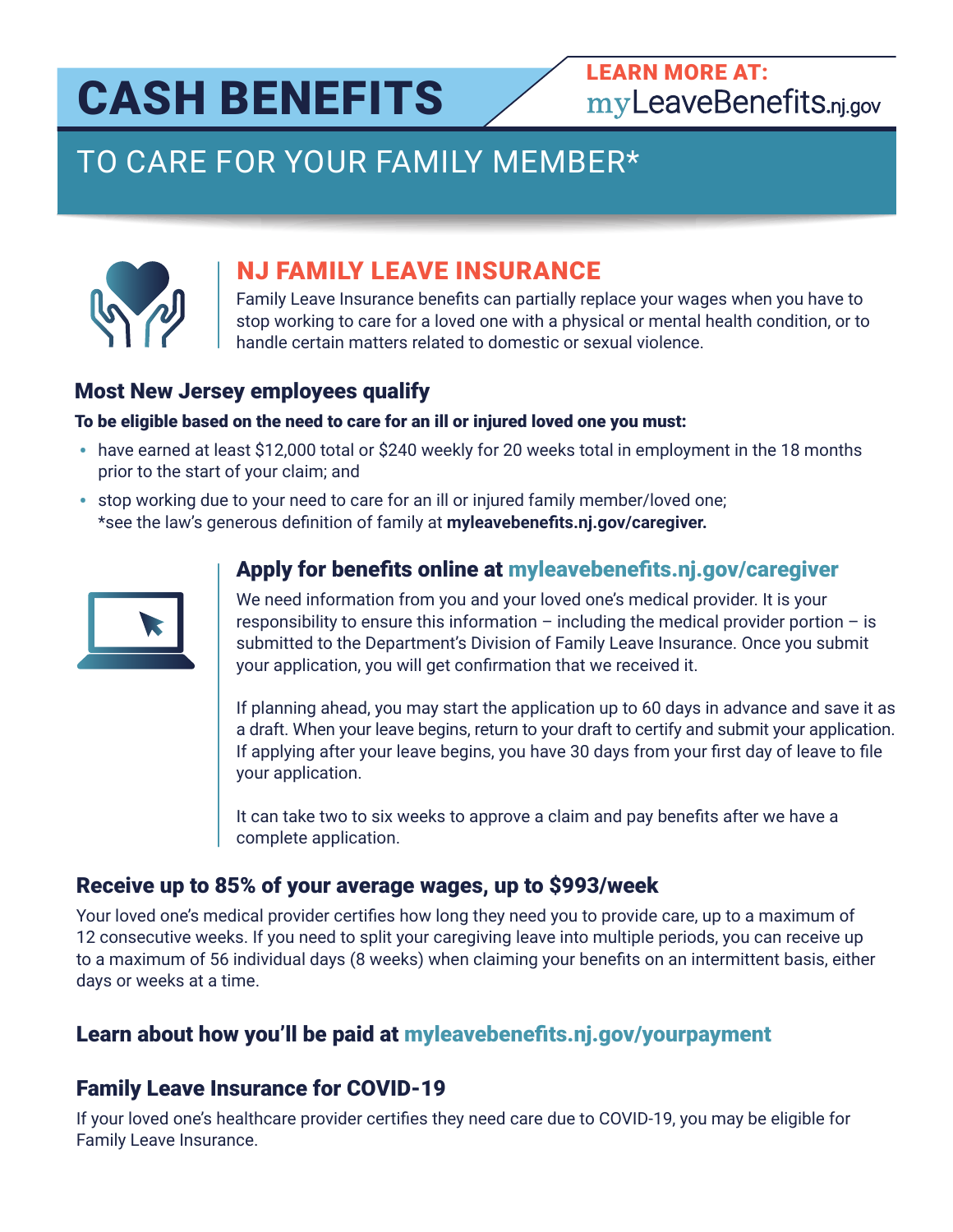# CASH BENEFITS

LEARN MORE AT: myLeaveBenefits.nj.gov

## TO CARE FOR YOUR FAMILY MEMBER*

## NJ FAMILY LEAVE INSURANCE

Family Leave Insurance benefits can partially replace your wages when you have to stop working to care for a loved one with a physical or mental health condition, or to handle certain matters related to domestic or sexual violence.

### Most New Jersey employees qualify

**To be eligible based on the need to care for an ill or injured loved one you must:**

- have earned at least $12,000 total or $240 weekly for 20 weeks total in employment in the 18 months prior to the start of your claim; and
- stop working due to your need to care for an ill or injured family member/loved one; *see the law's generous definition of family at **myleavebenefits.nj.gov/caregiver.**

### Apply for benefits online at myleavebenefits.nj.gov/caregiver

We need information from you and your loved one's medical provider. It is your responsibility to ensure this information – including the medical provider portion – is submitted to the Department's Division of Family Leave Insurance. Once you submit your application, you will get confirmation that we received it.

If planning ahead, you may start the application up to 60 days in advance and save it as a draft. When your leave begins, return to your draft to certify and submit your application. If applying after your leave begins, you have 30 days from your first day of leave to file your application.

It can take two to six weeks to approve a claim and pay benefits after we have a complete application.

### Receive up to 85% of your average wages, up to $993/week

Your loved one's medical provider certifies how long they need you to provide care, up to a maximum of 12 consecutive weeks. If you need to split your caregiving leave into multiple periods, you can receive up to a maximum of 56 individual days (8 weeks) when claiming your benefits on an intermittent basis, either days or weeks at a time.

### Learn about how you'll be paid at myleavebenefits.nj.gov/yourpayment

### Family Leave Insurance for COVID-19

If your loved one's healthcare provider certifies they need care due to COVID-19, you may be eligible for Family Leave Insurance.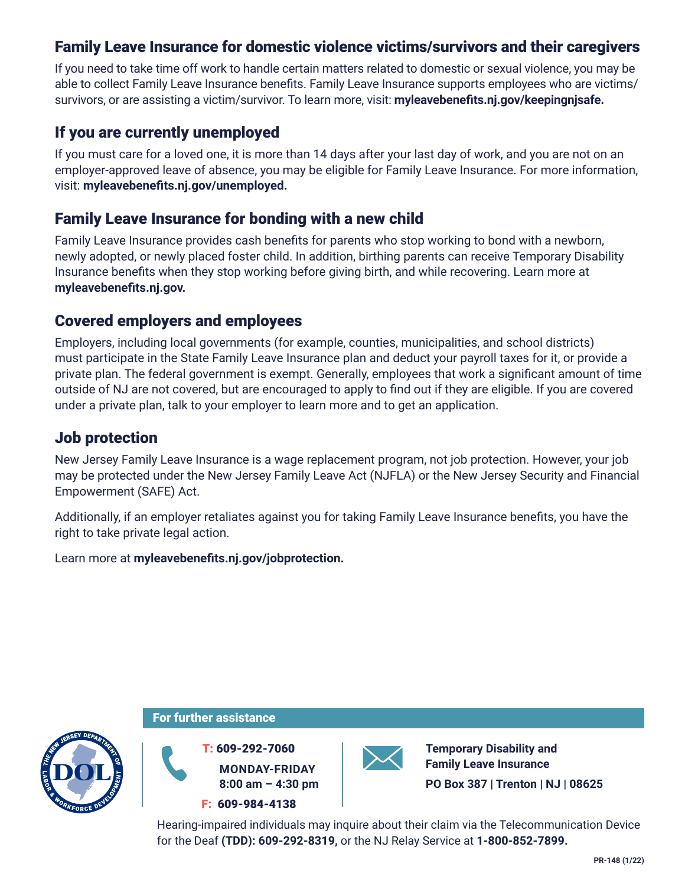## Family Leave Insurance for domestic violence victims/survivors and their caregivers

If you need to take time off work to handle certain matters related to domestic or sexual violence, you may be able to collect Family Leave Insurance benefits. Family Leave Insurance supports employees who are victims/survivors, or are assisting a victim/survivor. To learn more, visit: **myleavebenefits.nj.gov/keepingnjsafe.**

## If you are currently unemployed

If you must care for a loved one, it is more than 14 days after your last day of work, and you are not on an employer-approved leave of absence, you may be eligible for Family Leave Insurance. For more information, visit: **myleavebenefits.nj.gov/unemployed.**

## Family Leave Insurance for bonding with a new child

Family Leave Insurance provides cash benefits for parents who stop working to bond with a newborn, newly adopted, or newly placed foster child. In addition, birthing parents can receive Temporary Disability Insurance benefits when they stop working before giving birth, and while recovering. Learn more at **myleavebenefits.nj.gov.**

## Covered employers and employees

Employers, including local governments (for example, counties, municipalities, and school districts) must participate in the State Family Leave Insurance plan and deduct your payroll taxes for it, or provide a private plan. The federal government is exempt. Generally, employees that work a significant amount of time outside of NJ are not covered, but are encouraged to apply to find out if they are eligible. If you are covered under a private plan, talk to your employer to learn more and to get an application.

## Job protection

New Jersey Family Leave Insurance is a wage replacement program, not job protection. However, your job may be protected under the New Jersey Family Leave Act (NJFLA) or the New Jersey Security and Financial Empowerment (SAFE) Act.

Additionally, if an employer retaliates against you for taking Family Leave Insurance benefits, you have the right to take private legal action.

Learn more at **myleavebenefits.nj.gov/jobprotection.**

**For further assistance**

**T: 609-292-7060**
**MONDAY-FRIDAY**
**8:00 am – 4:30 pm**
**F: 609-984-4138**

**Temporary Disability and Family Leave Insurance**
**PO Box 387 | Trenton | NJ | 08625**

Hearing-impaired individuals may inquire about their claim via the Telecommunication Device for the Deaf **(TDD): 609-292-8319,** or the NJ Relay Service at **1-800-852-7899.**

PR-148 (1/22)